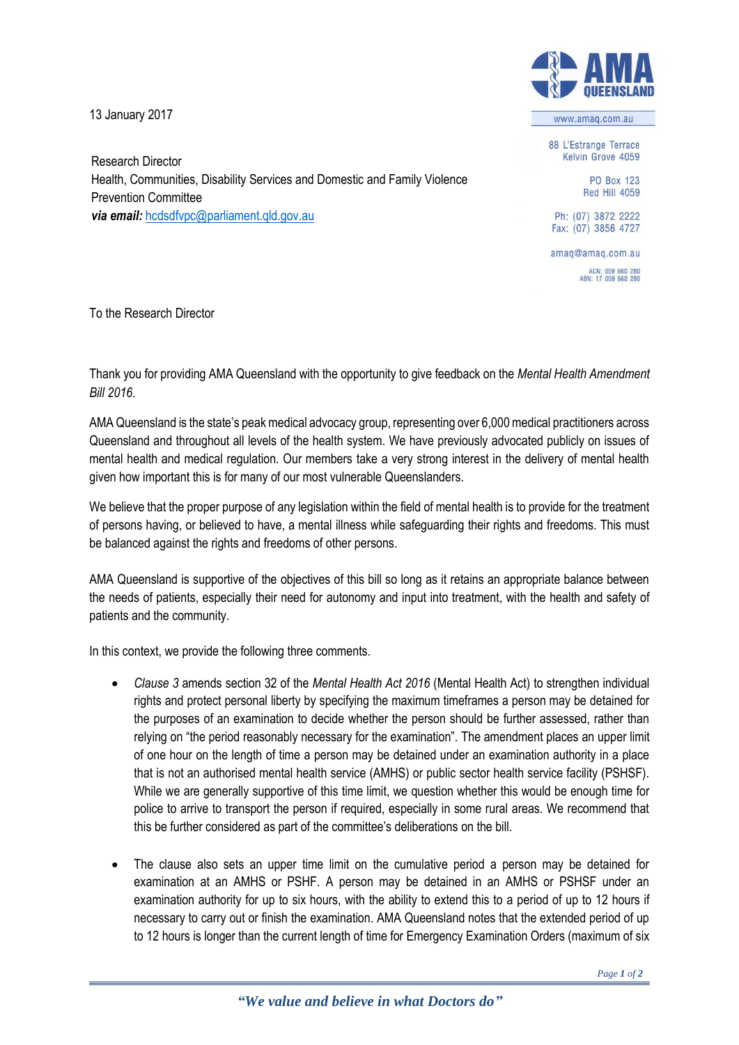AMA QUEENSLAND

www.amaq.com.au

88 L'Estrange Terrace
Kelvin Grove 4059

PO Box 123
Red Hill 4059

Ph: (07) 3872 2222
Fax: (07) 3856 4727

amaq@amaq.com.au

ACN: 009 660 280
ABN: 17 009 660 280

13 January 2017

Research Director
Health, Communities, Disability Services and Domestic and Family Violence Prevention Committee
***via email:*** hcdsdfvpc@parliament.qld.gov.au

To the Research Director

Thank you for providing AMA Queensland with the opportunity to give feedback on the *Mental Health Amendment Bill 2016*.

AMA Queensland is the state's peak medical advocacy group, representing over 6,000 medical practitioners across Queensland and throughout all levels of the health system. We have previously advocated publicly on issues of mental health and medical regulation. Our members take a very strong interest in the delivery of mental health given how important this is for many of our most vulnerable Queenslanders.

We believe that the proper purpose of any legislation within the field of mental health is to provide for the treatment of persons having, or believed to have, a mental illness while safeguarding their rights and freedoms. This must be balanced against the rights and freedoms of other persons.

AMA Queensland is supportive of the objectives of this bill so long as it retains an appropriate balance between the needs of patients, especially their need for autonomy and input into treatment, with the health and safety of patients and the community.

In this context, we provide the following three comments.

- *Clause 3* amends section 32 of the *Mental Health Act 2016* (Mental Health Act) to strengthen individual rights and protect personal liberty by specifying the maximum timeframes a person may be detained for the purposes of an examination to decide whether the person should be further assessed, rather than relying on "the period reasonably necessary for the examination". The amendment places an upper limit of one hour on the length of time a person may be detained under an examination authority in a place that is not an authorised mental health service (AMHS) or public sector health service facility (PSHSF). While we are generally supportive of this time limit, we question whether this would be enough time for police to arrive to transport the person if required, especially in some rural areas. We recommend that this be further considered as part of the committee's deliberations on the bill.

- The clause also sets an upper time limit on the cumulative period a person may be detained for examination at an AMHS or PSHF. A person may be detained in an AMHS or PSHSF under an examination authority for up to six hours, with the ability to extend this to a period of up to 12 hours if necessary to carry out or finish the examination. AMA Queensland notes that the extended period of up to 12 hours is longer than the current length of time for Emergency Examination Orders (maximum of six

*"We value and believe in what Doctors do"*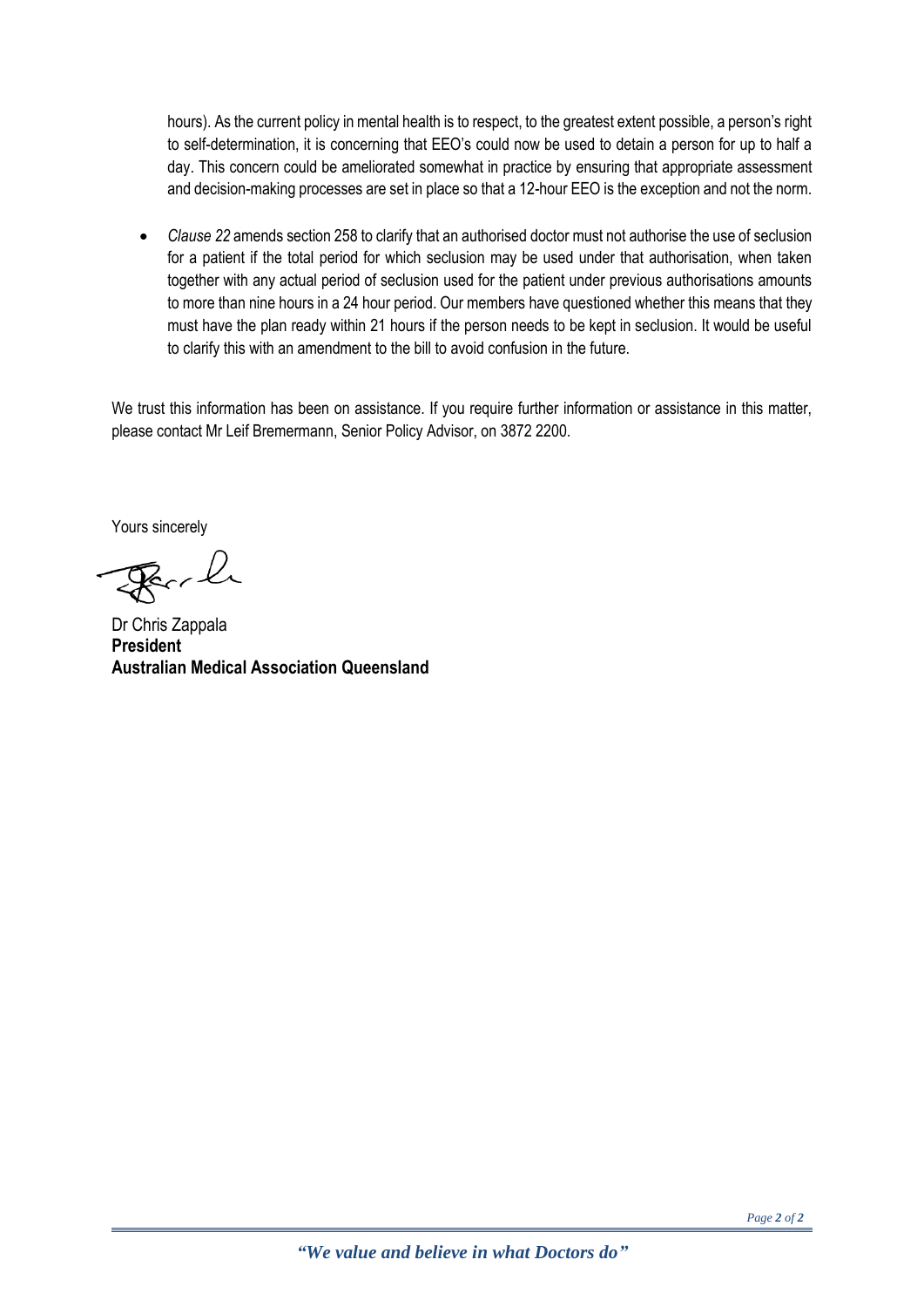hours). As the current policy in mental health is to respect, to the greatest extent possible, a person's right to self-determination, it is concerning that EEO's could now be used to detain a person for up to half a day. This concern could be ameliorated somewhat in practice by ensuring that appropriate assessment and decision-making processes are set in place so that a 12-hour EEO is the exception and not the norm.

- *Clause 22* amends section 258 to clarify that an authorised doctor must not authorise the use of seclusion for a patient if the total period for which seclusion may be used under that authorisation, when taken together with any actual period of seclusion used for the patient under previous authorisations amounts to more than nine hours in a 24 hour period. Our members have questioned whether this means that they must have the plan ready within 21 hours if the person needs to be kept in seclusion. It would be useful to clarify this with an amendment to the bill to avoid confusion in the future.

We trust this information has been on assistance. If you require further information or assistance in this matter, please contact Mr Leif Bremermann, Senior Policy Advisor, on 3872 2200.

Yours sincerely

Dr Chris Zappala
**President**
**Australian Medical Association Queensland**

*"We value and believe in what Doctors do"*